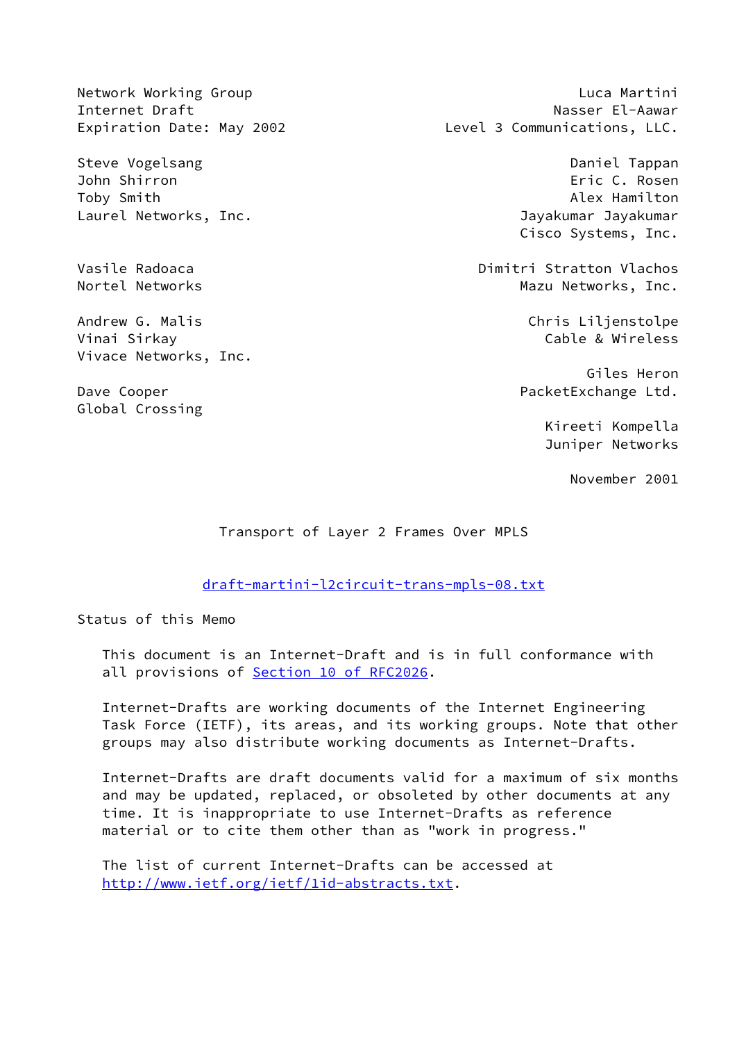Network Working Group                                    Luca Martini
Internet Draft                                       Nasser El-Aawar
Expiration Date: May 2002              Level 3 Communications, LLC.

Steve Vogelsang                                        Daniel Tappan
John Shirron                                           Eric C. Rosen
Toby Smith                                             Alex Hamilton
Laurel Networks, Inc.                            Jayakumar Jayakumar
                                                  Cisco Systems, Inc.

Vasile Radoaca                                Dimitri Stratton Vlachos
Nortel Networks                                    Mazu Networks, Inc.

Andrew G. Malis                                     Chris Liljenstolpe
Vinai Sirkay                                          Cable & Wireless
Vivace Networks, Inc.
                                                           Giles Heron
Dave Cooper                                      PacketExchange Ltd.
Global Crossing
                                                       Kireeti Kompella
                                                      Juniper Networks

                                                          November 2001

# Transport of Layer 2 Frames Over MPLS

draft-martini-l2circuit-trans-mpls-08.txt

## Status of this Memo

This document is an Internet-Draft and is in full conformance with all provisions of Section 10 of RFC2026.

Internet-Drafts are working documents of the Internet Engineering Task Force (IETF), its areas, and its working groups. Note that other groups may also distribute working documents as Internet-Drafts.

Internet-Drafts are draft documents valid for a maximum of six months and may be updated, replaced, or obsoleted by other documents at any time. It is inappropriate to use Internet-Drafts as reference material or to cite them other than as "work in progress."

The list of current Internet-Drafts can be accessed at http://www.ietf.org/ietf/1id-abstracts.txt.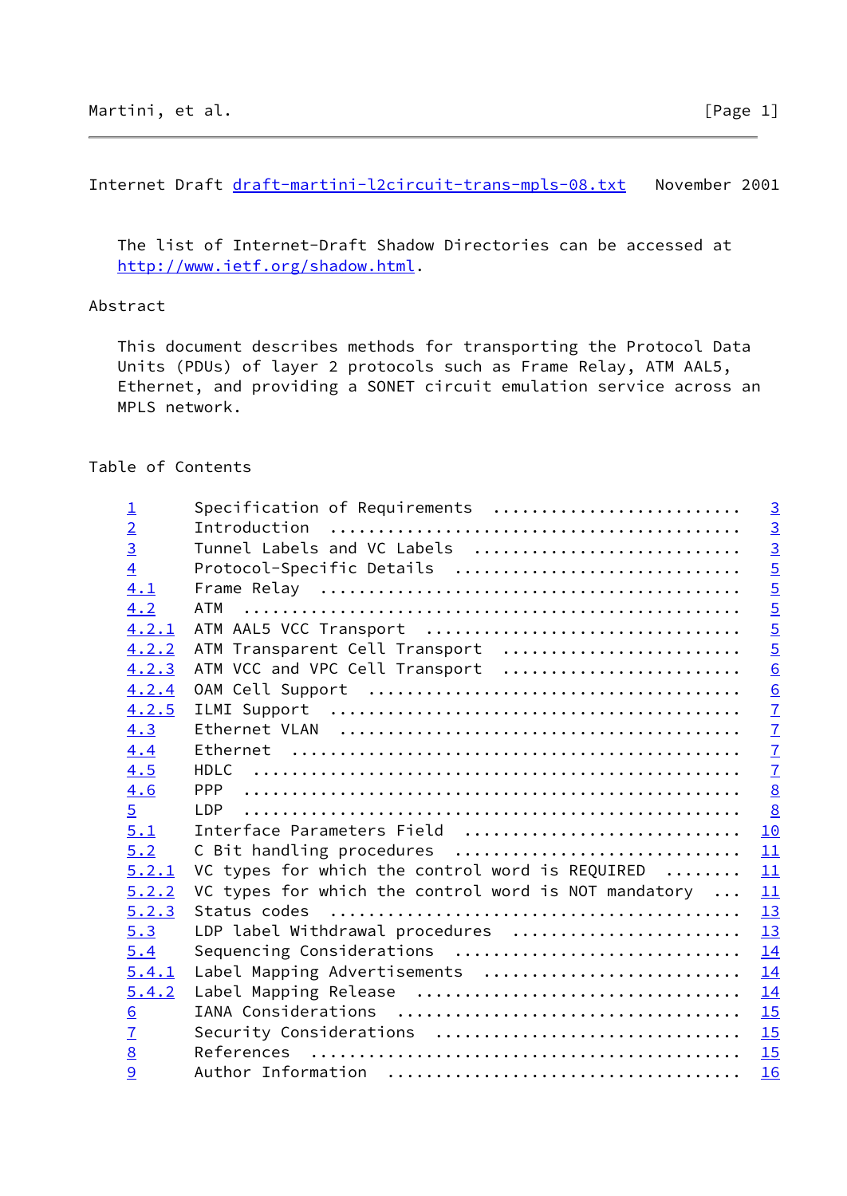The list of Internet-Draft Shadow Directories can be accessed at
http://www.ietf.org/shadow.html.

## Abstract

This document describes methods for transporting the Protocol Data Units (PDUs) of layer 2 protocols such as Frame Relay, ATM AAL5, Ethernet, and providing a SONET circuit emulation service across an MPLS network.

## Table of Contents

```
1       Specification of Requirements  .........................   3
2       Introduction  ..........................................   3
3       Tunnel Labels and VC Labels  ...........................   3
4       Protocol-Specific Details  .............................   5
4.1     Frame Relay  ...........................................   5
4.2     ATM  ...................................................   5
4.2.1   ATM AAL5 VCC Transport  ................................   5
4.2.2   ATM Transparent Cell Transport  ........................   5
4.2.3   ATM VCC and VPC Cell Transport  ........................   6
4.2.4   OAM Cell Support  ......................................   6
4.2.5   ILMI Support  ..........................................   7
4.3     Ethernet VLAN  .........................................   7
4.4     Ethernet  ..............................................   7
4.5     HDLC  ..................................................   7
4.6     PPP  ...................................................   8
5       LDP  ...................................................   8
5.1     Interface Parameters Field  ............................  10
5.2     C Bit handling procedures  .............................  11
5.2.1   VC types for which the control word is REQUIRED  .......  11
5.2.2   VC types for which the control word is NOT mandatory  ...  11
5.2.3   Status codes  ..........................................  13
5.3     LDP label Withdrawal procedures  .......................  13
5.4     Sequencing Considerations  .............................  14
5.4.1   Label Mapping Advertisements  ..........................  14
5.4.2   Label Mapping Release  .................................  14
6       IANA Considerations  ...................................  15
7       Security Considerations  ...............................  15
8       References  ............................................  15
9       Author Information  ....................................  16
```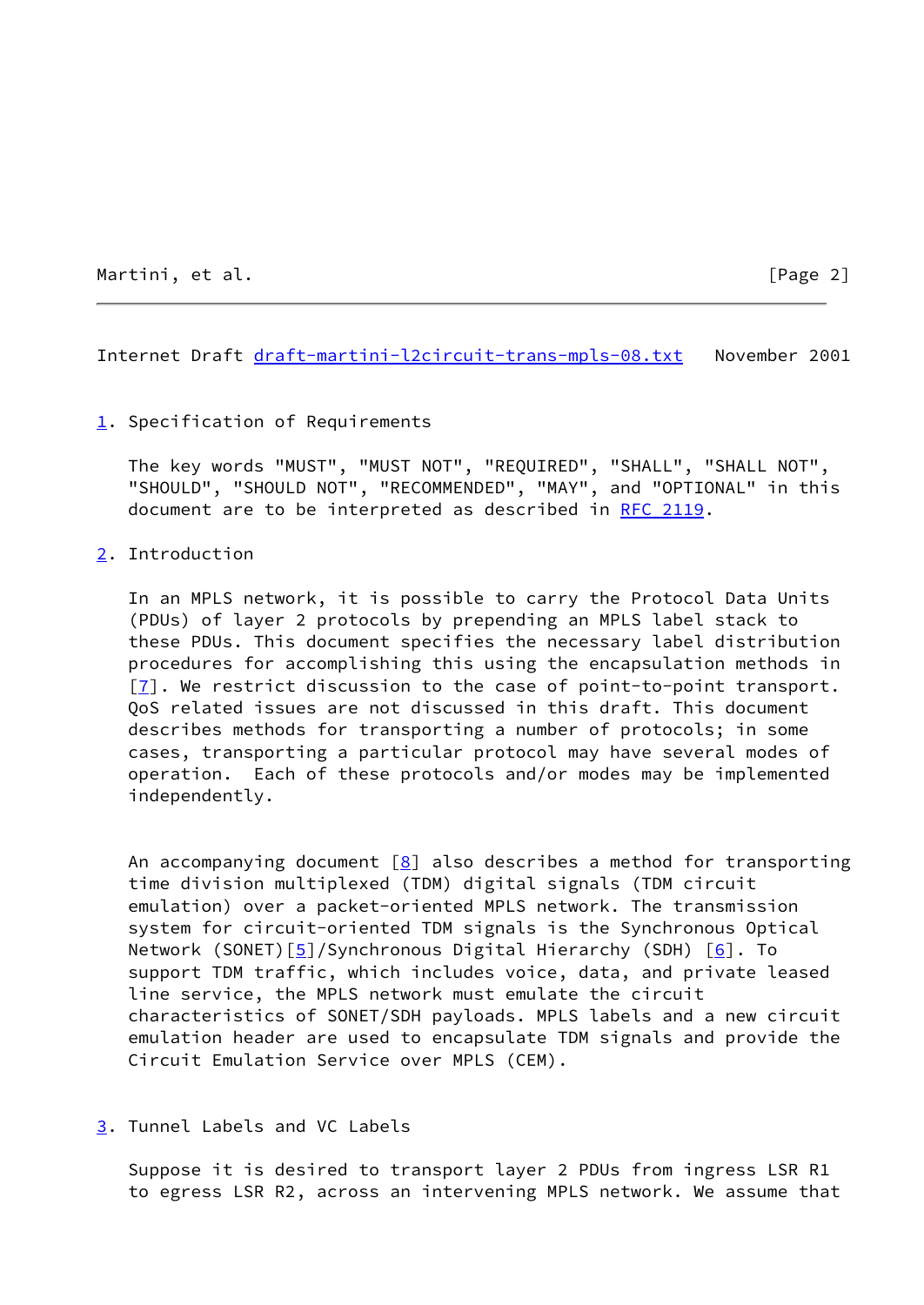## 1. Specification of Requirements

The key words "MUST", "MUST NOT", "REQUIRED", "SHALL", "SHALL NOT", "SHOULD", "SHOULD NOT", "RECOMMENDED", "MAY", and "OPTIONAL" in this document are to be interpreted as described in RFC 2119.

## 2. Introduction

In an MPLS network, it is possible to carry the Protocol Data Units (PDUs) of layer 2 protocols by prepending an MPLS label stack to these PDUs. This document specifies the necessary label distribution procedures for accomplishing this using the encapsulation methods in [7]. We restrict discussion to the case of point-to-point transport. QoS related issues are not discussed in this draft. This document describes methods for transporting a number of protocols; in some cases, transporting a particular protocol may have several modes of operation. Each of these protocols and/or modes may be implemented independently.

An accompanying document [8] also describes a method for transporting time division multiplexed (TDM) digital signals (TDM circuit emulation) over a packet-oriented MPLS network. The transmission system for circuit-oriented TDM signals is the Synchronous Optical Network (SONET)[5]/Synchronous Digital Hierarchy (SDH) [6]. To support TDM traffic, which includes voice, data, and private leased line service, the MPLS network must emulate the circuit characteristics of SONET/SDH payloads. MPLS labels and a new circuit emulation header are used to encapsulate TDM signals and provide the Circuit Emulation Service over MPLS (CEM).

## 3. Tunnel Labels and VC Labels

Suppose it is desired to transport layer 2 PDUs from ingress LSR R1 to egress LSR R2, across an intervening MPLS network. We assume that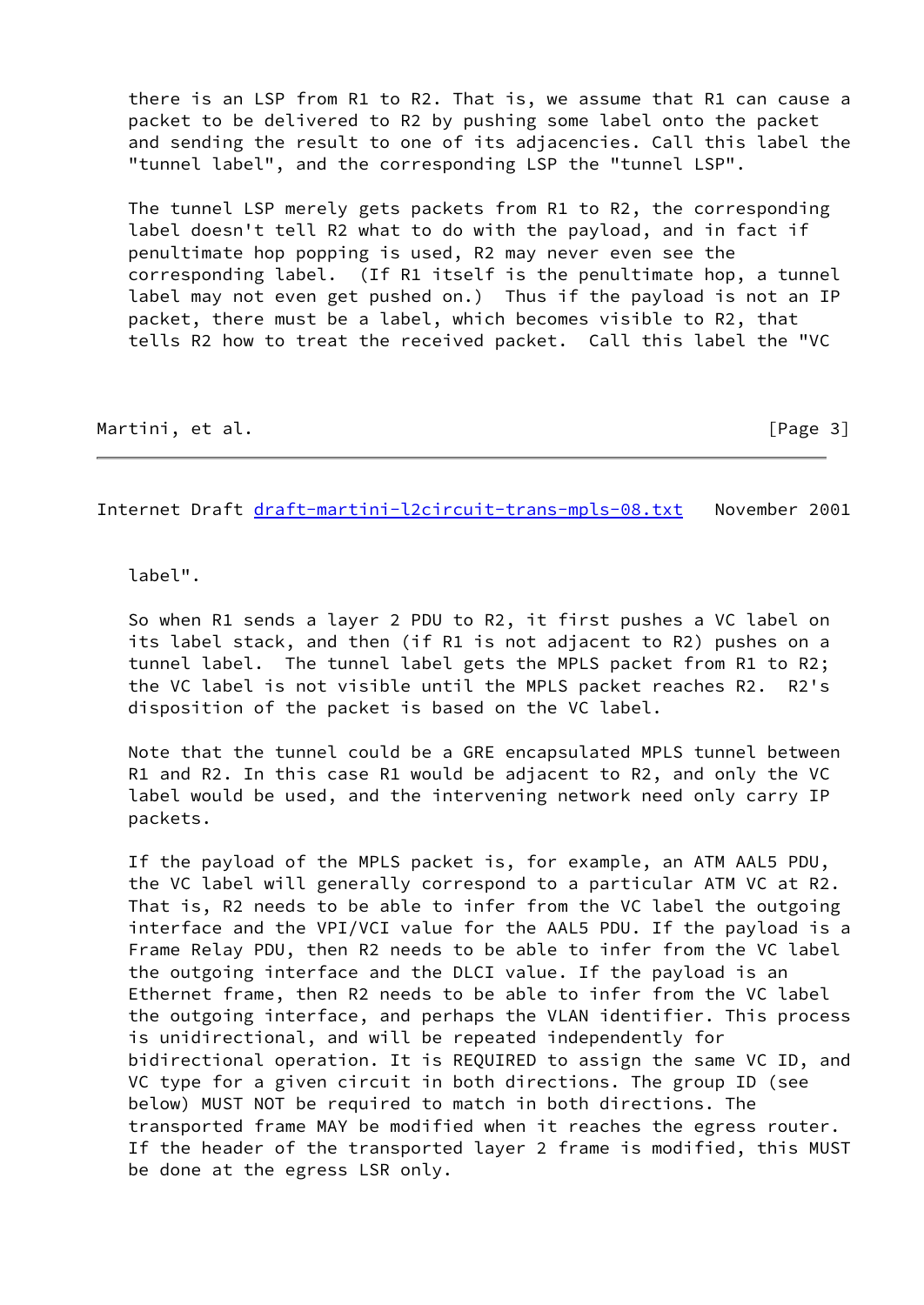there is an LSP from R1 to R2. That is, we assume that R1 can cause a packet to be delivered to R2 by pushing some label onto the packet and sending the result to one of its adjacencies. Call this label the "tunnel label", and the corresponding LSP the "tunnel LSP".

The tunnel LSP merely gets packets from R1 to R2, the corresponding label doesn't tell R2 what to do with the payload, and in fact if penultimate hop popping is used, R2 may never even see the corresponding label. (If R1 itself is the penultimate hop, a tunnel label may not even get pushed on.) Thus if the payload is not an IP packet, there must be a label, which becomes visible to R2, that tells R2 how to treat the received packet. Call this label the "VC label".

So when R1 sends a layer 2 PDU to R2, it first pushes a VC label on its label stack, and then (if R1 is not adjacent to R2) pushes on a tunnel label. The tunnel label gets the MPLS packet from R1 to R2; the VC label is not visible until the MPLS packet reaches R2. R2's disposition of the packet is based on the VC label.

Note that the tunnel could be a GRE encapsulated MPLS tunnel between R1 and R2. In this case R1 would be adjacent to R2, and only the VC label would be used, and the intervening network need only carry IP packets.

If the payload of the MPLS packet is, for example, an ATM AAL5 PDU, the VC label will generally correspond to a particular ATM VC at R2. That is, R2 needs to be able to infer from the VC label the outgoing interface and the VPI/VCI value for the AAL5 PDU. If the payload is a Frame Relay PDU, then R2 needs to be able to infer from the VC label the outgoing interface and the DLCI value. If the payload is an Ethernet frame, then R2 needs to be able to infer from the VC label the outgoing interface, and perhaps the VLAN identifier. This process is unidirectional, and will be repeated independently for bidirectional operation. It is REQUIRED to assign the same VC ID, and VC type for a given circuit in both directions. The group ID (see below) MUST NOT be required to match in both directions. The transported frame MAY be modified when it reaches the egress router. If the header of the transported layer 2 frame is modified, this MUST be done at the egress LSR only.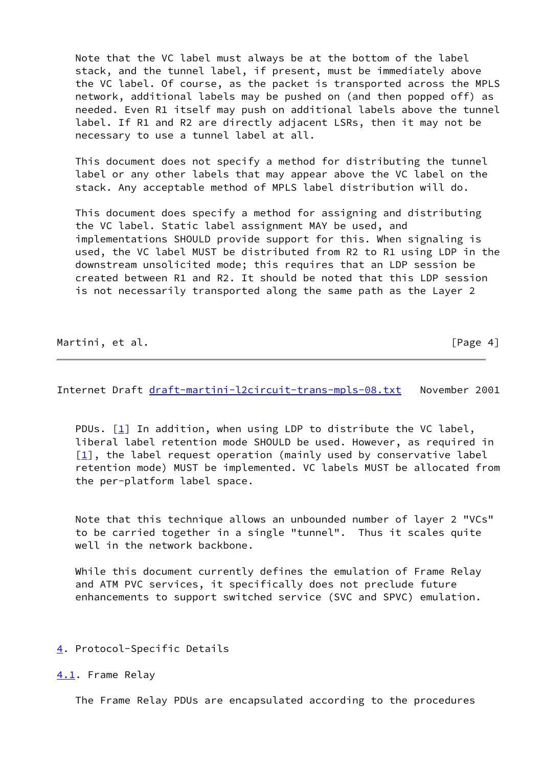Note that the VC label must always be at the bottom of the label stack, and the tunnel label, if present, must be immediately above the VC label. Of course, as the packet is transported across the MPLS network, additional labels may be pushed on (and then popped off) as needed. Even R1 itself may push on additional labels above the tunnel label. If R1 and R2 are directly adjacent LSRs, then it may not be necessary to use a tunnel label at all.

This document does not specify a method for distributing the tunnel label or any other labels that may appear above the VC label on the stack. Any acceptable method of MPLS label distribution will do.

This document does specify a method for assigning and distributing the VC label. Static label assignment MAY be used, and implementations SHOULD provide support for this. When signaling is used, the VC label MUST be distributed from R2 to R1 using LDP in the downstream unsolicited mode; this requires that an LDP session be created between R1 and R2. It should be noted that this LDP session is not necessarily transported along the same path as the Layer 2 PDUs. [1] In addition, when using LDP to distribute the VC label, liberal label retention mode SHOULD be used. However, as required in [1], the label request operation (mainly used by conservative label retention mode) MUST be implemented. VC labels MUST be allocated from the per-platform label space.

Note that this technique allows an unbounded number of layer 2 "VCs" to be carried together in a single "tunnel". Thus it scales quite well in the network backbone.

While this document currently defines the emulation of Frame Relay and ATM PVC services, it specifically does not preclude future enhancements to support switched service (SVC and SPVC) emulation.

## 4. Protocol-Specific Details

### 4.1. Frame Relay

The Frame Relay PDUs are encapsulated according to the procedures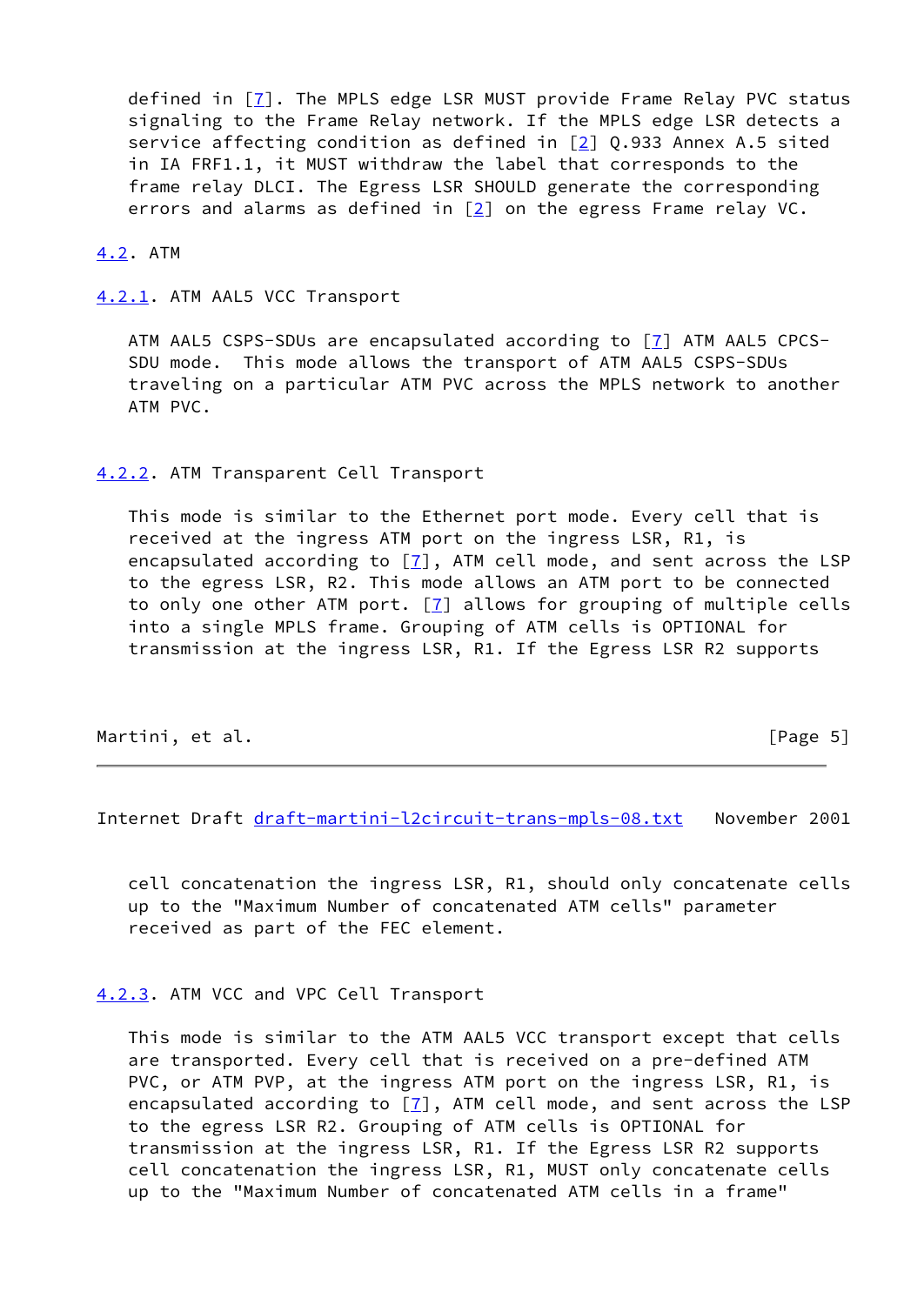defined in [7]. The MPLS edge LSR MUST provide Frame Relay PVC status signaling to the Frame Relay network. If the MPLS edge LSR detects a service affecting condition as defined in [2] Q.933 Annex A.5 sited in IA FRF1.1, it MUST withdraw the label that corresponds to the frame relay DLCI. The Egress LSR SHOULD generate the corresponding errors and alarms as defined in [2] on the egress Frame relay VC.

## 4.2. ATM

### 4.2.1. ATM AAL5 VCC Transport

ATM AAL5 CSPS-SDUs are encapsulated according to [7] ATM AAL5 CPCS-SDU mode. This mode allows the transport of ATM AAL5 CSPS-SDUs traveling on a particular ATM PVC across the MPLS network to another ATM PVC.

### 4.2.2. ATM Transparent Cell Transport

This mode is similar to the Ethernet port mode. Every cell that is received at the ingress ATM port on the ingress LSR, R1, is encapsulated according to [7], ATM cell mode, and sent across the LSP to the egress LSR, R2. This mode allows an ATM port to be connected to only one other ATM port. [7] allows for grouping of multiple cells into a single MPLS frame. Grouping of ATM cells is OPTIONAL for transmission at the ingress LSR, R1. If the Egress LSR R2 supports cell concatenation the ingress LSR, R1, should only concatenate cells up to the "Maximum Number of concatenated ATM cells" parameter received as part of the FEC element.

### 4.2.3. ATM VCC and VPC Cell Transport

This mode is similar to the ATM AAL5 VCC transport except that cells are transported. Every cell that is received on a pre-defined ATM PVC, or ATM PVP, at the ingress ATM port on the ingress LSR, R1, is encapsulated according to [7], ATM cell mode, and sent across the LSP to the egress LSR R2. Grouping of ATM cells is OPTIONAL for transmission at the ingress LSR, R1. If the Egress LSR R2 supports cell concatenation the ingress LSR, R1, MUST only concatenate cells up to the "Maximum Number of concatenated ATM cells in a frame"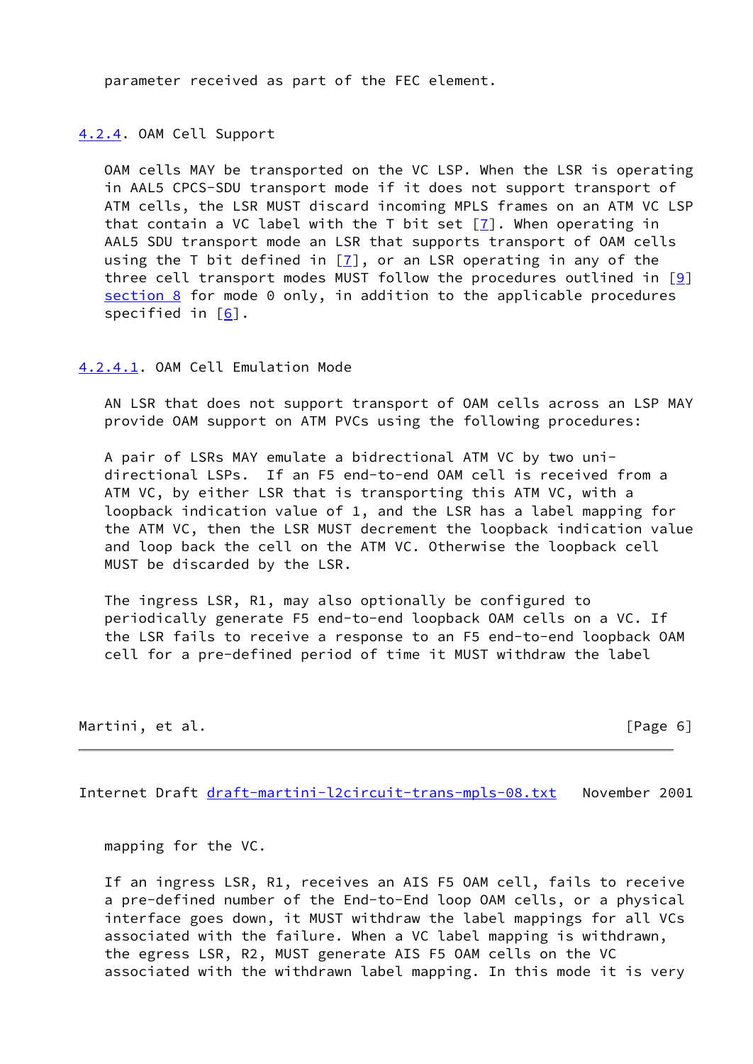parameter received as part of the FEC element.

#### 4.2.4. OAM Cell Support

OAM cells MAY be transported on the VC LSP. When the LSR is operating in AAL5 CPCS-SDU transport mode if it does not support transport of ATM cells, the LSR MUST discard incoming MPLS frames on an ATM VC LSP that contain a VC label with the T bit set [7]. When operating in AAL5 SDU transport mode an LSR that supports transport of OAM cells using the T bit defined in [7], or an LSR operating in any of the three cell transport modes MUST follow the procedures outlined in [9] section 8 for mode 0 only, in addition to the applicable procedures specified in [6].

##### 4.2.4.1. OAM Cell Emulation Mode

AN LSR that does not support transport of OAM cells across an LSP MAY provide OAM support on ATM PVCs using the following procedures:

A pair of LSRs MAY emulate a bidrectional ATM VC by two uni-directional LSPs.  If an F5 end-to-end OAM cell is received from a ATM VC, by either LSR that is transporting this ATM VC, with a loopback indication value of 1, and the LSR has a label mapping for the ATM VC, then the LSR MUST decrement the loopback indication value and loop back the cell on the ATM VC. Otherwise the loopback cell MUST be discarded by the LSR.

The ingress LSR, R1, may also optionally be configured to periodically generate F5 end-to-end loopback OAM cells on a VC. If the LSR fails to receive a response to an F5 end-to-end loopback OAM cell for a pre-defined period of time it MUST withdraw the label mapping for the VC.

If an ingress LSR, R1, receives an AIS F5 OAM cell, fails to receive a pre-defined number of the End-to-End loop OAM cells, or a physical interface goes down, it MUST withdraw the label mappings for all VCs associated with the failure. When a VC label mapping is withdrawn, the egress LSR, R2, MUST generate AIS F5 OAM cells on the VC associated with the withdrawn label mapping. In this mode it is very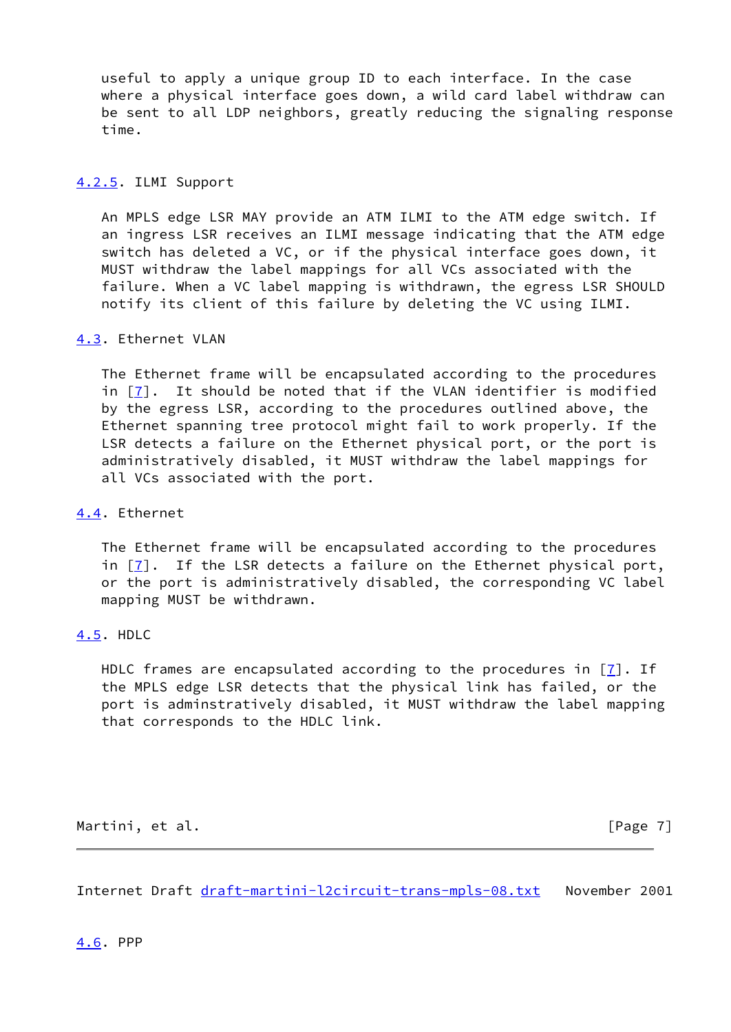useful to apply a unique group ID to each interface. In the case where a physical interface goes down, a wild card label withdraw can be sent to all LDP neighbors, greatly reducing the signaling response time.

#### 4.2.5. ILMI Support

An MPLS edge LSR MAY provide an ATM ILMI to the ATM edge switch. If an ingress LSR receives an ILMI message indicating that the ATM edge switch has deleted a VC, or if the physical interface goes down, it MUST withdraw the label mappings for all VCs associated with the failure. When a VC label mapping is withdrawn, the egress LSR SHOULD notify its client of this failure by deleting the VC using ILMI.

### 4.3. Ethernet VLAN

The Ethernet frame will be encapsulated according to the procedures in [7]. It should be noted that if the VLAN identifier is modified by the egress LSR, according to the procedures outlined above, the Ethernet spanning tree protocol might fail to work properly. If the LSR detects a failure on the Ethernet physical port, or the port is administratively disabled, it MUST withdraw the label mappings for all VCs associated with the port.

### 4.4. Ethernet

The Ethernet frame will be encapsulated according to the procedures in [7]. If the LSR detects a failure on the Ethernet physical port, or the port is administratively disabled, the corresponding VC label mapping MUST be withdrawn.

### 4.5. HDLC

HDLC frames are encapsulated according to the procedures in [7]. If the MPLS edge LSR detects that the physical link has failed, or the port is adminstratively disabled, it MUST withdraw the label mapping that corresponds to the HDLC link.

### 4.6. PPP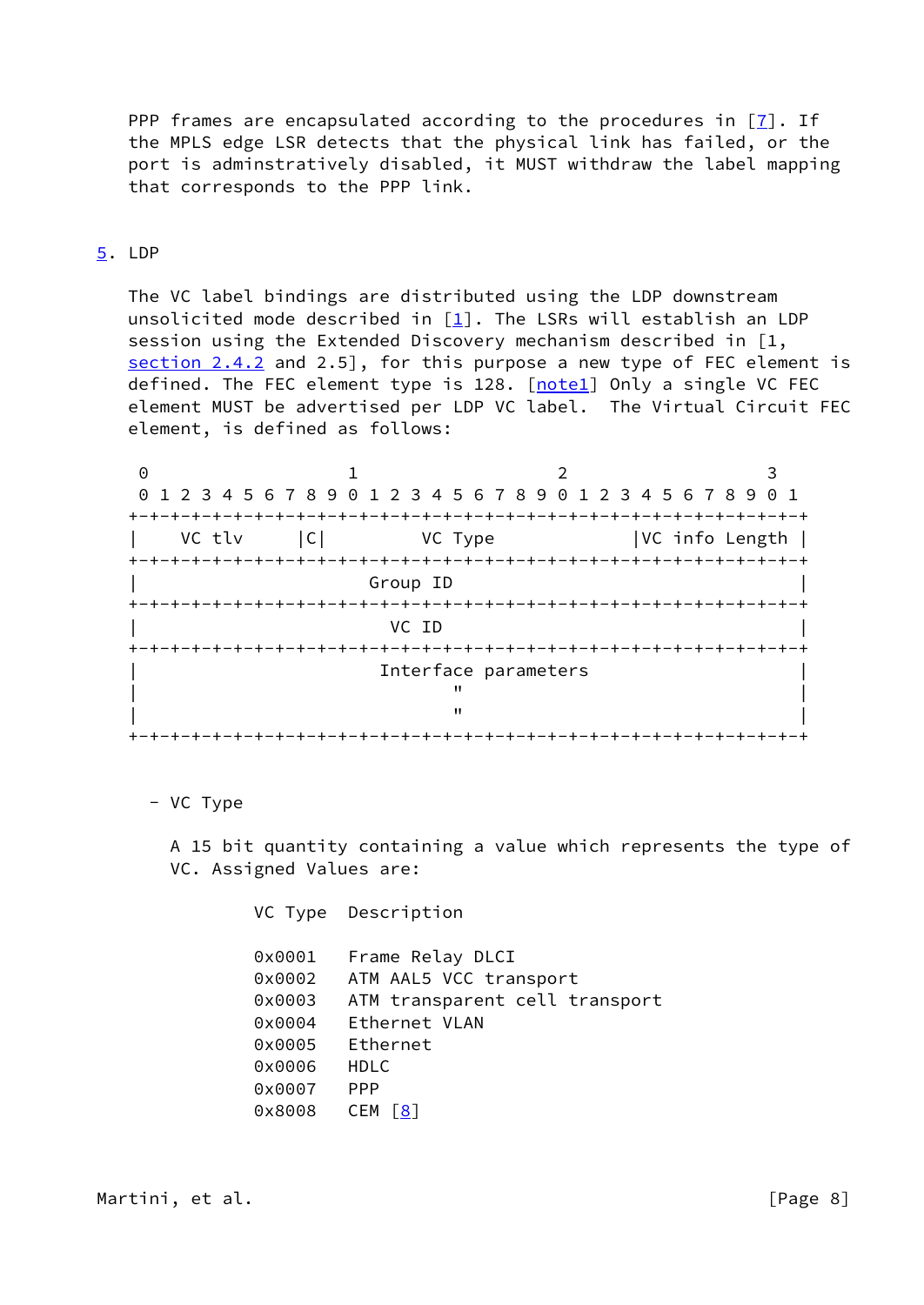PPP frames are encapsulated according to the procedures in [7]. If the MPLS edge LSR detects that the physical link has failed, or the port is adminstratively disabled, it MUST withdraw the label mapping that corresponds to the PPP link.

## 5. LDP

The VC label bindings are distributed using the LDP downstream unsolicited mode described in [1]. The LSRs will establish an LDP session using the Extended Discovery mechanism described in [1, section 2.4.2 and 2.5], for this purpose a new type of FEC element is defined. The FEC element type is 128. [note1] Only a single VC FEC element MUST be advertised per LDP VC label. The Virtual Circuit FEC element, is defined as follows:

```
 0                   1                   2                   3
 0 1 2 3 4 5 6 7 8 9 0 1 2 3 4 5 6 7 8 9 0 1 2 3 4 5 6 7 8 9 0 1
+-+-+-+-+-+-+-+-+-+-+-+-+-+-+-+-+-+-+-+-+-+-+-+-+-+-+-+-+-+-+-+-+
|    VC tlv     |C|         VC Type             |VC info Length |
+-+-+-+-+-+-+-+-+-+-+-+-+-+-+-+-+-+-+-+-+-+-+-+-+-+-+-+-+-+-+-+-+
|                      Group ID                                 |
+-+-+-+-+-+-+-+-+-+-+-+-+-+-+-+-+-+-+-+-+-+-+-+-+-+-+-+-+-+-+-+-+
|                        VC ID                                  |
+-+-+-+-+-+-+-+-+-+-+-+-+-+-+-+-+-+-+-+-+-+-+-+-+-+-+-+-+-+-+-+-+
|                       Interface parameters                    |
|                              "                                |
|                              "                                |
+-+-+-+-+-+-+-+-+-+-+-+-+-+-+-+-+-+-+-+-+-+-+-+-+-+-+-+-+-+-+-+-+
```

- VC Type

  A 15 bit quantity containing a value which represents the type of VC. Assigned Values are:

| VC Type | Description |
|---|---|
| 0x0001 | Frame Relay DLCI |
| 0x0002 | ATM AAL5 VCC transport |
| 0x0003 | ATM transparent cell transport |
| 0x0004 | Ethernet VLAN |
| 0x0005 | Ethernet |
| 0x0006 | HDLC |
| 0x0007 | PPP |
| 0x8008 | CEM [8] |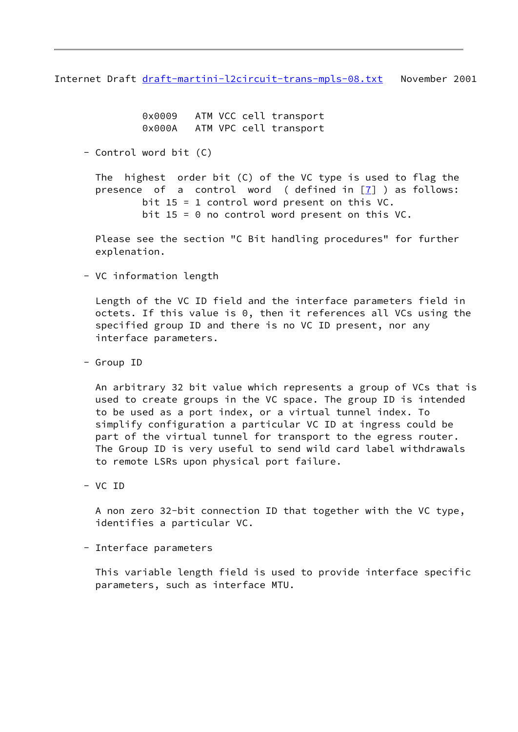0x0009   ATM VCC cell transport
0x000A   ATM VPC cell transport

- Control word bit (C)

  The highest order bit (C) of the VC type is used to flag the presence of a control word ( defined in [7] ) as follows:
  bit 15 = 1 control word present on this VC.
  bit 15 = 0 no control word present on this VC.

  Please see the section "C Bit handling procedures" for further explenation.

- VC information length

  Length of the VC ID field and the interface parameters field in octets. If this value is 0, then it references all VCs using the specified group ID and there is no VC ID present, nor any interface parameters.

- Group ID

  An arbitrary 32 bit value which represents a group of VCs that is used to create groups in the VC space. The group ID is intended to be used as a port index, or a virtual tunnel index. To simplify configuration a particular VC ID at ingress could be part of the virtual tunnel for transport to the egress router. The Group ID is very useful to send wild card label withdrawals to remote LSRs upon physical port failure.

- VC ID

  A non zero 32-bit connection ID that together with the VC type, identifies a particular VC.

- Interface parameters

  This variable length field is used to provide interface specific parameters, such as interface MTU.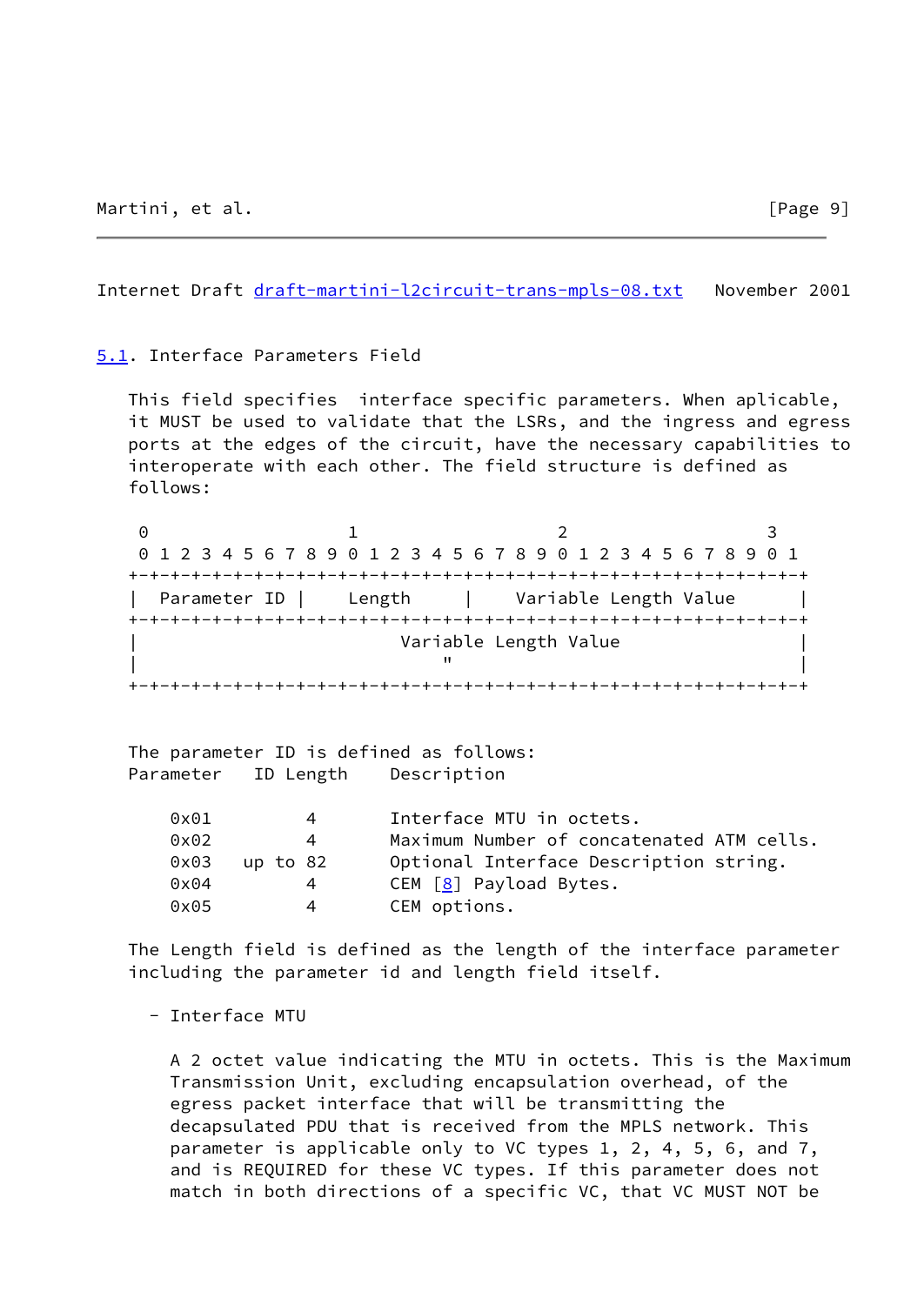## 5.1. Interface Parameters Field

This field specifies  interface specific parameters. When aplicable, it MUST be used to validate that the LSRs, and the ingress and egress ports at the edges of the circuit, have the necessary capabilities to interoperate with each other. The field structure is defined as follows:

```
 0                   1                   2                   3
 0 1 2 3 4 5 6 7 8 9 0 1 2 3 4 5 6 7 8 9 0 1 2 3 4 5 6 7 8 9 0 1
+-+-+-+-+-+-+-+-+-+-+-+-+-+-+-+-+-+-+-+-+-+-+-+-+-+-+-+-+-+-+-+-+
|  Parameter ID |    Length     |    Variable Length Value      |
+-+-+-+-+-+-+-+-+-+-+-+-+-+-+-+-+-+-+-+-+-+-+-+-+-+-+-+-+-+-+-+-+
|                         Variable Length Value                 |
|                             "                                 |
+-+-+-+-+-+-+-+-+-+-+-+-+-+-+-+-+-+-+-+-+-+-+-+-+-+-+-+-+-+-+-+-+
```

The parameter ID is defined as follows:

| Parameter ID | Length | Description |
|---|---|---|
| 0x01 | 4 | Interface MTU in octets. |
| 0x02 | 4 | Maximum Number of concatenated ATM cells. |
| 0x03 | up to 82 | Optional Interface Description string. |
| 0x04 | 4 | CEM [8] Payload Bytes. |
| 0x05 | 4 | CEM options. |

The Length field is defined as the length of the interface parameter including the parameter id and length field itself.

- Interface MTU

  A 2 octet value indicating the MTU in octets. This is the Maximum Transmission Unit, excluding encapsulation overhead, of the egress packet interface that will be transmitting the decapsulated PDU that is received from the MPLS network. This parameter is applicable only to VC types 1, 2, 4, 5, 6, and 7, and is REQUIRED for these VC types. If this parameter does not match in both directions of a specific VC, that VC MUST NOT be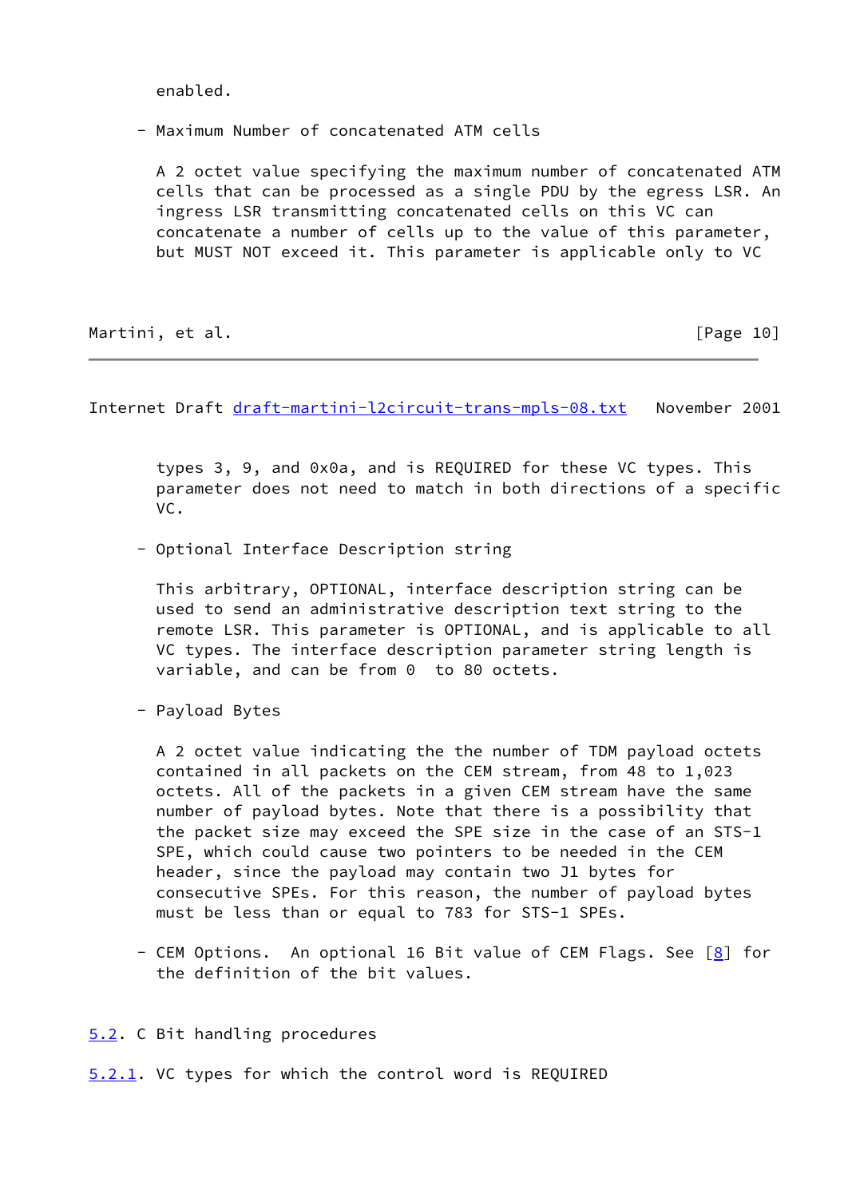enabled.

- Maximum Number of concatenated ATM cells

  A 2 octet value specifying the maximum number of concatenated ATM cells that can be processed as a single PDU by the egress LSR. An ingress LSR transmitting concatenated cells on this VC can concatenate a number of cells up to the value of this parameter, but MUST NOT exceed it. This parameter is applicable only to VC types 3, 9, and 0x0a, and is REQUIRED for these VC types. This parameter does not need to match in both directions of a specific VC.

- Optional Interface Description string

  This arbitrary, OPTIONAL, interface description string can be used to send an administrative description text string to the remote LSR. This parameter is OPTIONAL, and is applicable to all VC types. The interface description parameter string length is variable, and can be from 0  to 80 octets.

- Payload Bytes

  A 2 octet value indicating the the number of TDM payload octets contained in all packets on the CEM stream, from 48 to 1,023 octets. All of the packets in a given CEM stream have the same number of payload bytes. Note that there is a possibility that the packet size may exceed the SPE size in the case of an STS-1 SPE, which could cause two pointers to be needed in the CEM header, since the payload may contain two J1 bytes for consecutive SPEs. For this reason, the number of payload bytes must be less than or equal to 783 for STS-1 SPEs.

- CEM Options.  An optional 16 Bit value of CEM Flags. See [8] for the definition of the bit values.

## 5.2. C Bit handling procedures

### 5.2.1. VC types for which the control word is REQUIRED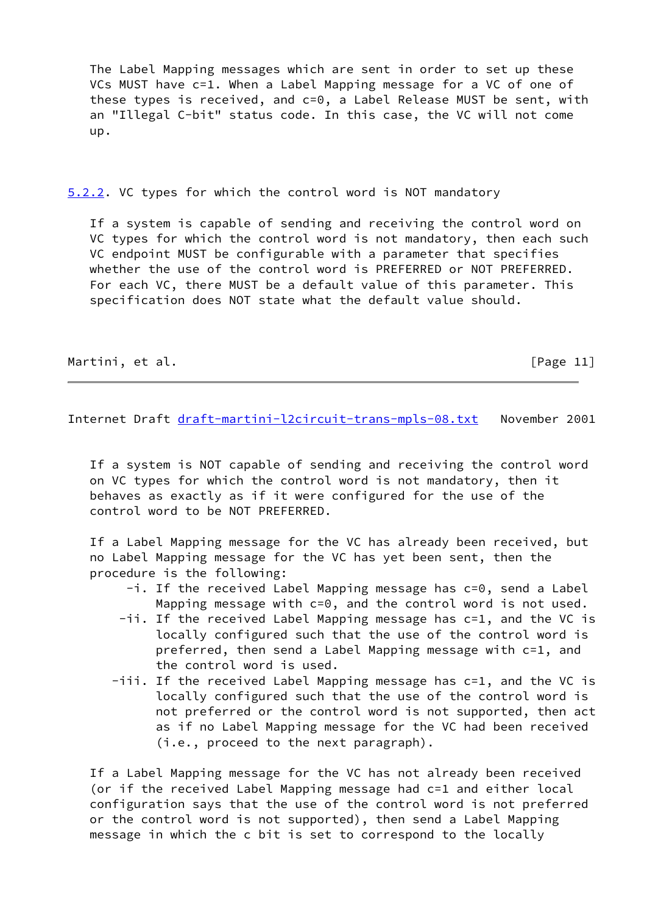The Label Mapping messages which are sent in order to set up these VCs MUST have c=1. When a Label Mapping message for a VC of one of these types is received, and c=0, a Label Release MUST be sent, with an "Illegal C-bit" status code. In this case, the VC will not come up.

### 5.2.2. VC types for which the control word is NOT mandatory

If a system is capable of sending and receiving the control word on VC types for which the control word is not mandatory, then each such VC endpoint MUST be configurable with a parameter that specifies whether the use of the control word is PREFERRED or NOT PREFERRED. For each VC, there MUST be a default value of this parameter. This specification does NOT state what the default value should.

If a system is NOT capable of sending and receiving the control word on VC types for which the control word is not mandatory, then it behaves as exactly as if it were configured for the use of the control word to be NOT PREFERRED.

If a Label Mapping message for the VC has already been received, but no Label Mapping message for the VC has yet been sent, then the procedure is the following:

- -i. If the received Label Mapping message has c=0, send a Label Mapping message with c=0, and the control word is not used.
- -ii. If the received Label Mapping message has c=1, and the VC is locally configured such that the use of the control word is preferred, then send a Label Mapping message with c=1, and the control word is used.
- -iii. If the received Label Mapping message has c=1, and the VC is locally configured such that the use of the control word is not preferred or the control word is not supported, then act as if no Label Mapping message for the VC had been received (i.e., proceed to the next paragraph).

If a Label Mapping message for the VC has not already been received (or if the received Label Mapping message had c=1 and either local configuration says that the use of the control word is not preferred or the control word is not supported), then send a Label Mapping message in which the c bit is set to correspond to the locally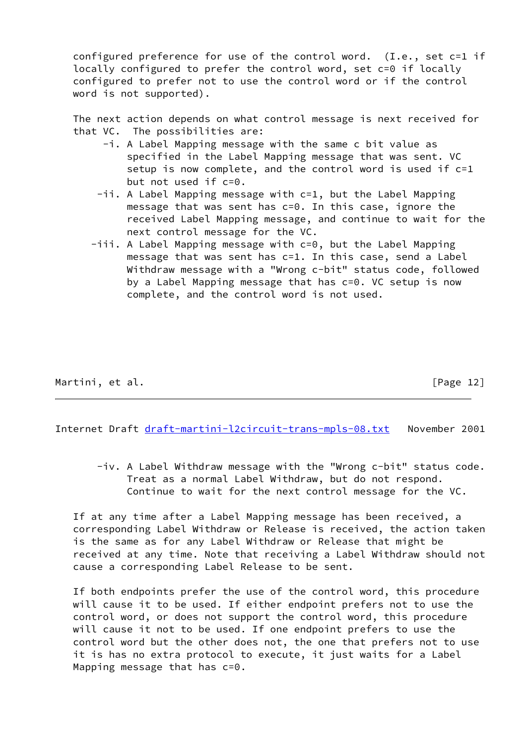configured preference for use of the control word. (I.e., set c=1 if locally configured to prefer the control word, set c=0 if locally configured to prefer not to use the control word or if the control word is not supported).

The next action depends on what control message is next received for that VC. The possibilities are:

- -i. A Label Mapping message with the same c bit value as specified in the Label Mapping message that was sent. VC setup is now complete, and the control word is used if c=1 but not used if c=0.
- -ii. A Label Mapping message with c=1, but the Label Mapping message that was sent has c=0. In this case, ignore the received Label Mapping message, and continue to wait for the next control message for the VC.
- -iii. A Label Mapping message with c=0, but the Label Mapping message that was sent has c=1. In this case, send a Label Withdraw message with a "Wrong c-bit" status code, followed by a Label Mapping message that has c=0. VC setup is now complete, and the control word is not used.
- -iv. A Label Withdraw message with the "Wrong c-bit" status code. Treat as a normal Label Withdraw, but do not respond. Continue to wait for the next control message for the VC.

If at any time after a Label Mapping message has been received, a corresponding Label Withdraw or Release is received, the action taken is the same as for any Label Withdraw or Release that might be received at any time. Note that receiving a Label Withdraw should not cause a corresponding Label Release to be sent.

If both endpoints prefer the use of the control word, this procedure will cause it to be used. If either endpoint prefers not to use the control word, or does not support the control word, this procedure will cause it not to be used. If one endpoint prefers to use the control word but the other does not, the one that prefers not to use it is has no extra protocol to execute, it just waits for a Label Mapping message that has c=0.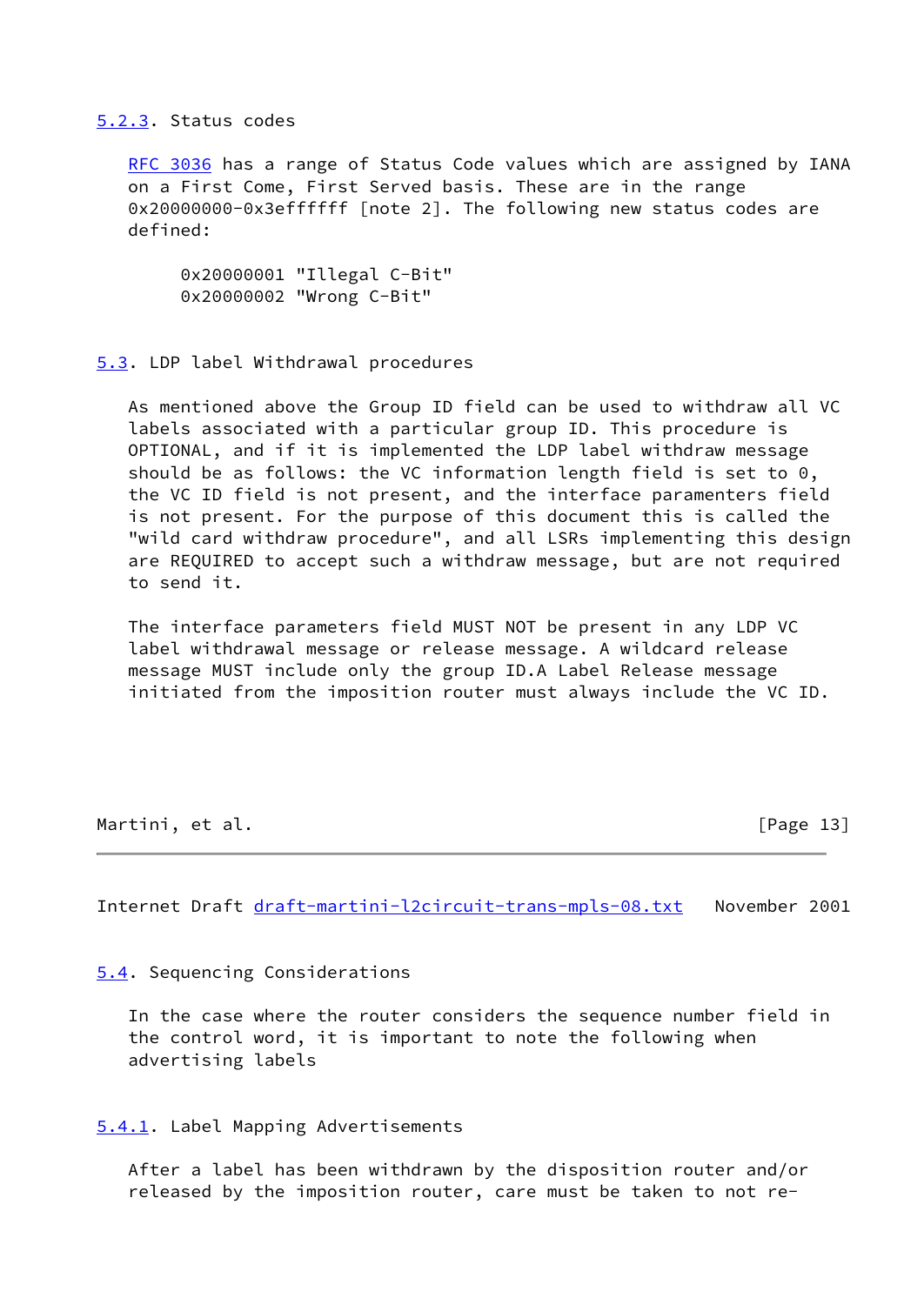### 5.2.3. Status codes

RFC 3036 has a range of Status Code values which are assigned by IANA on a First Come, First Served basis. These are in the range 0x20000000-0x3effffff [note 2]. The following new status codes are defined:

```
0x20000001 "Illegal C-Bit"
0x20000002 "Wrong C-Bit"
```

### 5.3. LDP label Withdrawal procedures

As mentioned above the Group ID field can be used to withdraw all VC labels associated with a particular group ID. This procedure is OPTIONAL, and if it is implemented the LDP label withdraw message should be as follows: the VC information length field is set to 0, the VC ID field is not present, and the interface paramenters field is not present. For the purpose of this document this is called the "wild card withdraw procedure", and all LSRs implementing this design are REQUIRED to accept such a withdraw message, but are not required to send it.

The interface parameters field MUST NOT be present in any LDP VC label withdrawal message or release message. A wildcard release message MUST include only the group ID.A Label Release message initiated from the imposition router must always include the VC ID.

### 5.4. Sequencing Considerations

In the case where the router considers the sequence number field in the control word, it is important to note the following when advertising labels

#### 5.4.1. Label Mapping Advertisements

After a label has been withdrawn by the disposition router and/or released by the imposition router, care must be taken to not re-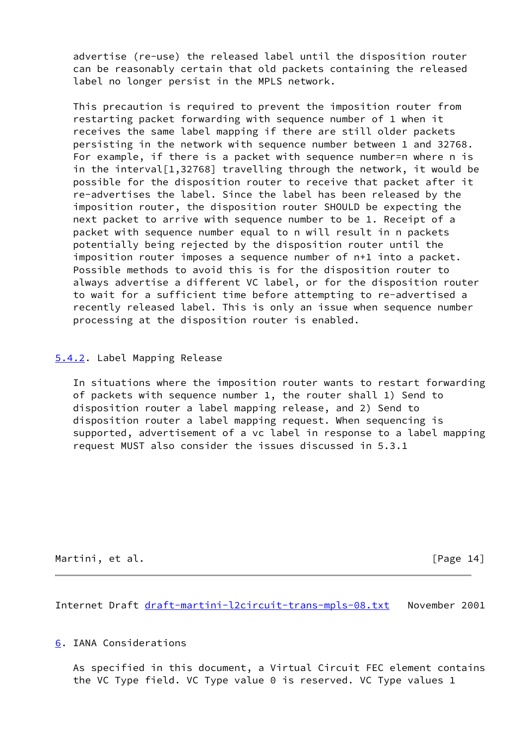advertise (re-use) the released label until the disposition router can be reasonably certain that old packets containing the released label no longer persist in the MPLS network.

This precaution is required to prevent the imposition router from restarting packet forwarding with sequence number of 1 when it receives the same label mapping if there are still older packets persisting in the network with sequence number between 1 and 32768. For example, if there is a packet with sequence number=n where n is in the interval[1,32768] travelling through the network, it would be possible for the disposition router to receive that packet after it re-advertises the label. Since the label has been released by the imposition router, the disposition router SHOULD be expecting the next packet to arrive with sequence number to be 1. Receipt of a packet with sequence number equal to n will result in n packets potentially being rejected by the disposition router until the imposition router imposes a sequence number of n+1 into a packet. Possible methods to avoid this is for the disposition router to always advertise a different VC label, or for the disposition router to wait for a sufficient time before attempting to re-advertised a recently released label. This is only an issue when sequence number processing at the disposition router is enabled.

### 5.4.2. Label Mapping Release

In situations where the imposition router wants to restart forwarding of packets with sequence number 1, the router shall 1) Send to disposition router a label mapping release, and 2) Send to disposition router a label mapping request. When sequencing is supported, advertisement of a vc label in response to a label mapping request MUST also consider the issues discussed in 5.3.1

## 6. IANA Considerations

As specified in this document, a Virtual Circuit FEC element contains the VC Type field. VC Type value 0 is reserved. VC Type values 1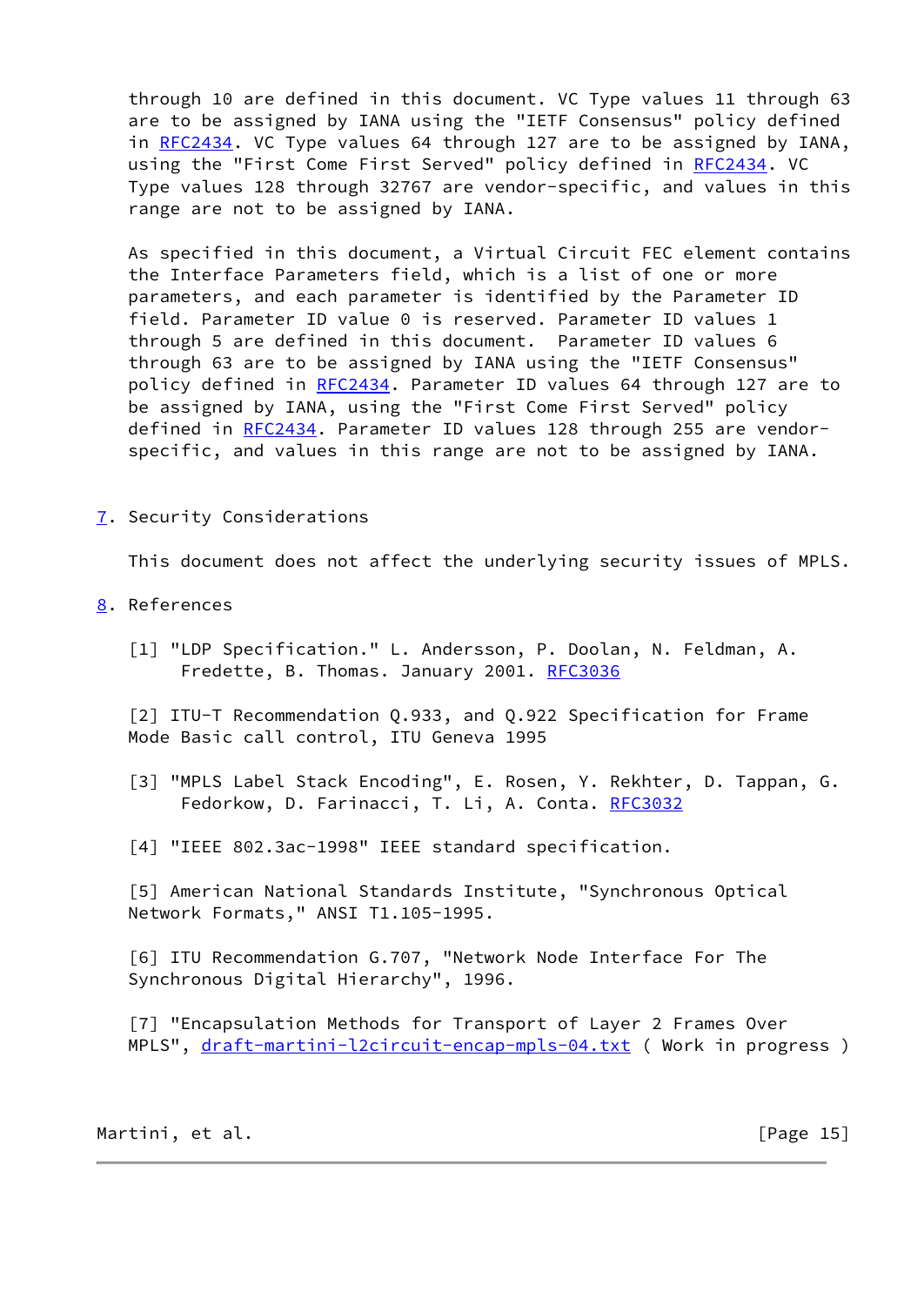through 10 are defined in this document. VC Type values 11 through 63 are to be assigned by IANA using the "IETF Consensus" policy defined in RFC2434. VC Type values 64 through 127 are to be assigned by IANA, using the "First Come First Served" policy defined in RFC2434. VC Type values 128 through 32767 are vendor-specific, and values in this range are not to be assigned by IANA.

As specified in this document, a Virtual Circuit FEC element contains the Interface Parameters field, which is a list of one or more parameters, and each parameter is identified by the Parameter ID field. Parameter ID value 0 is reserved. Parameter ID values 1 through 5 are defined in this document. Parameter ID values 6 through 63 are to be assigned by IANA using the "IETF Consensus" policy defined in RFC2434. Parameter ID values 64 through 127 are to be assigned by IANA, using the "First Come First Served" policy defined in RFC2434. Parameter ID values 128 through 255 are vendor-specific, and values in this range are not to be assigned by IANA.

## 7. Security Considerations

This document does not affect the underlying security issues of MPLS.

## 8. References

[1] "LDP Specification." L. Andersson, P. Doolan, N. Feldman, A. Fredette, B. Thomas. January 2001. RFC3036

[2] ITU-T Recommendation Q.933, and Q.922 Specification for Frame Mode Basic call control, ITU Geneva 1995

[3] "MPLS Label Stack Encoding", E. Rosen, Y. Rekhter, D. Tappan, G. Fedorkow, D. Farinacci, T. Li, A. Conta. RFC3032

[4] "IEEE 802.3ac-1998" IEEE standard specification.

[5] American National Standards Institute, "Synchronous Optical Network Formats," ANSI T1.105-1995.

[6] ITU Recommendation G.707, "Network Node Interface For The Synchronous Digital Hierarchy", 1996.

[7] "Encapsulation Methods for Transport of Layer 2 Frames Over MPLS", draft-martini-l2circuit-encap-mpls-04.txt ( Work in progress )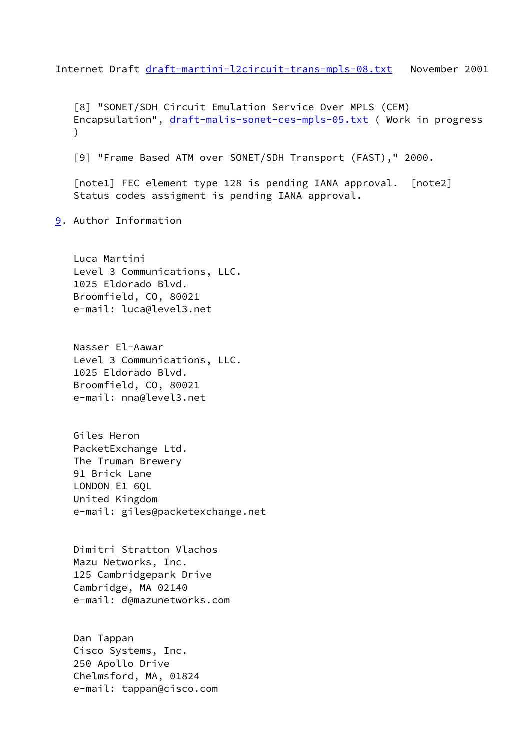[8] "SONET/SDH Circuit Emulation Service Over MPLS (CEM) Encapsulation", draft-malis-sonet-ces-mpls-05.txt ( Work in progress )

[9] "Frame Based ATM over SONET/SDH Transport (FAST)," 2000.

[note1] FEC element type 128 is pending IANA approval. [note2] Status codes assigment is pending IANA approval.

## 9. Author Information

Luca Martini
Level 3 Communications, LLC.
1025 Eldorado Blvd.
Broomfield, CO, 80021
e-mail: luca@level3.net

Nasser El-Aawar
Level 3 Communications, LLC.
1025 Eldorado Blvd.
Broomfield, CO, 80021
e-mail: nna@level3.net

Giles Heron
PacketExchange Ltd.
The Truman Brewery
91 Brick Lane
LONDON E1 6QL
United Kingdom
e-mail: giles@packetexchange.net

Dimitri Stratton Vlachos
Mazu Networks, Inc.
125 Cambridgepark Drive
Cambridge, MA 02140
e-mail: d@mazunetworks.com

Dan Tappan
Cisco Systems, Inc.
250 Apollo Drive
Chelmsford, MA, 01824
e-mail: tappan@cisco.com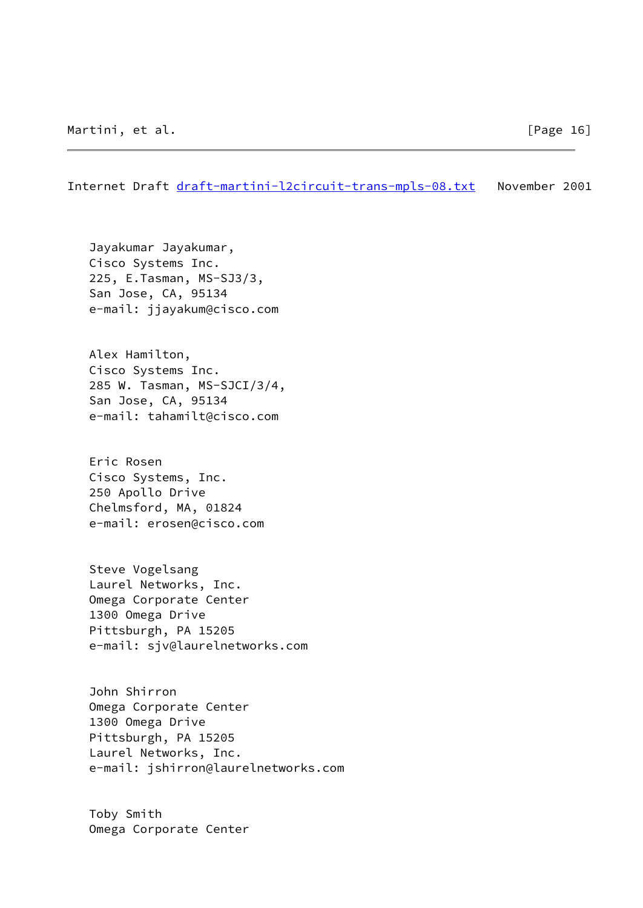Jayakumar Jayakumar,
Cisco Systems Inc.
225, E.Tasman, MS-SJ3/3,
San Jose, CA, 95134
e-mail: jjayakum@cisco.com

Alex Hamilton,
Cisco Systems Inc.
285 W. Tasman, MS-SJCI/3/4,
San Jose, CA, 95134
e-mail: tahamilt@cisco.com

Eric Rosen
Cisco Systems, Inc.
250 Apollo Drive
Chelmsford, MA, 01824
e-mail: erosen@cisco.com

Steve Vogelsang
Laurel Networks, Inc.
Omega Corporate Center
1300 Omega Drive
Pittsburgh, PA 15205
e-mail: sjv@laurelnetworks.com

John Shirron
Omega Corporate Center
1300 Omega Drive
Pittsburgh, PA 15205
Laurel Networks, Inc.
e-mail: jshirron@laurelnetworks.com

Toby Smith
Omega Corporate Center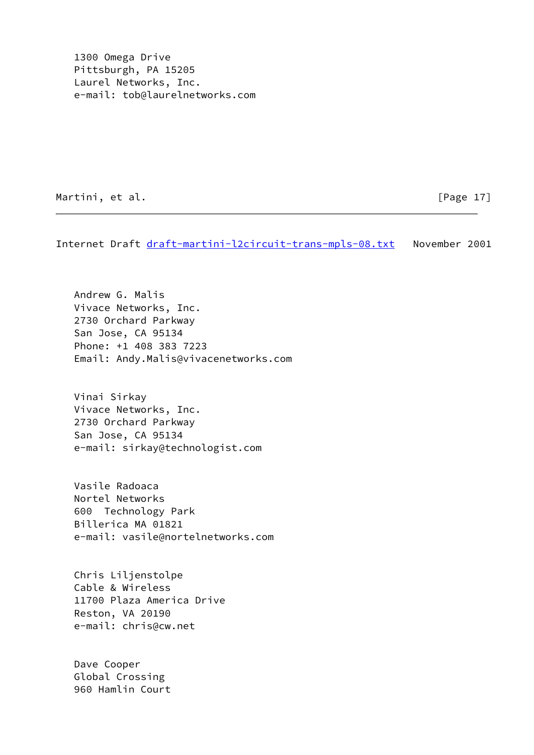1300 Omega Drive
Pittsburgh, PA 15205
Laurel Networks, Inc.
e-mail: tob@laurelnetworks.com

Andrew G. Malis
Vivace Networks, Inc.
2730 Orchard Parkway
San Jose, CA 95134
Phone: +1 408 383 7223
Email: Andy.Malis@vivacenetworks.com

Vinai Sirkay
Vivace Networks, Inc.
2730 Orchard Parkway
San Jose, CA 95134
e-mail: sirkay@technologist.com

Vasile Radoaca
Nortel Networks
600 Technology Park
Billerica MA 01821
e-mail: vasile@nortelnetworks.com

Chris Liljenstolpe
Cable & Wireless
11700 Plaza America Drive
Reston, VA 20190
e-mail: chris@cw.net

Dave Cooper
Global Crossing
960 Hamlin Court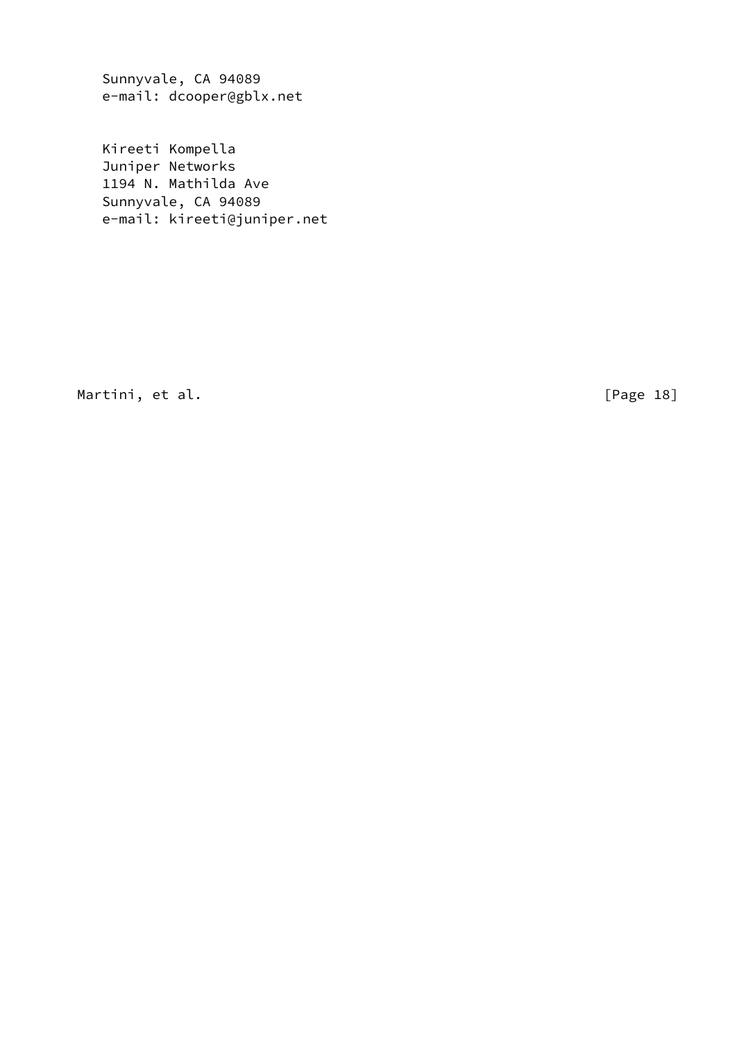Sunnyvale, CA 94089
e-mail: dcooper@gblx.net

Kireeti Kompella
Juniper Networks
1194 N. Mathilda Ave
Sunnyvale, CA 94089
e-mail: kireeti@juniper.net